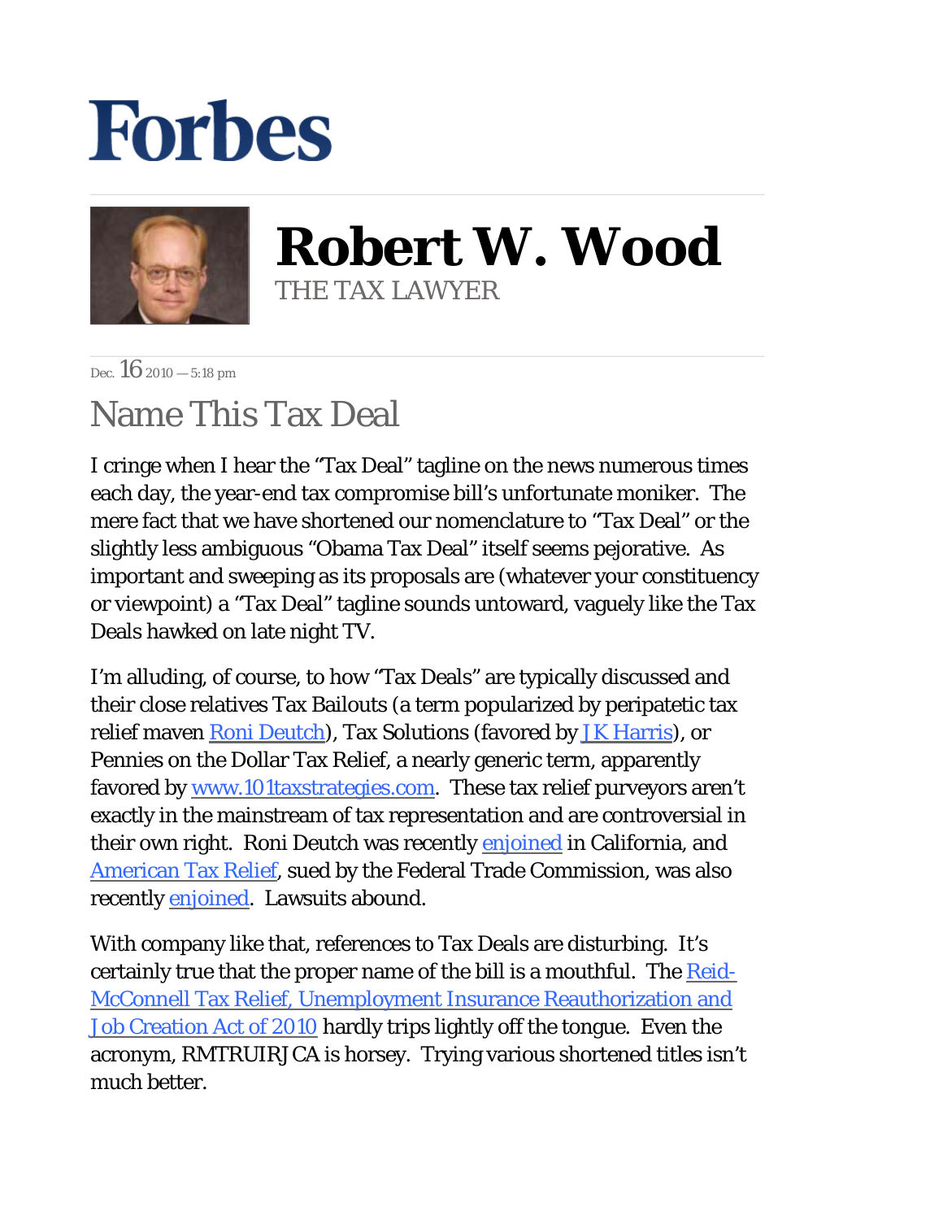# Forbes

**Robert W. Wood**
THE TAX LAWYER

Dec. 16 2010 — 5:18 pm

## Name This Tax Deal

I cringe when I hear the "Tax Deal" tagline on the news numerous times each day, the year-end tax compromise bill's unfortunate moniker. The mere fact that we have shortened our nomenclature to "Tax Deal" or the slightly less ambiguous "Obama Tax Deal" itself seems pejorative. As important and sweeping as its proposals are (whatever your constituency or viewpoint) a "Tax Deal" tagline sounds untoward, vaguely like the Tax Deals hawked on late night TV.

I'm alluding, of course, to how "Tax Deals" are typically discussed and their close relatives Tax Bailouts (a term popularized by peripatetic tax relief maven Roni Deutch), Tax Solutions (favored by JK Harris), or Pennies on the Dollar Tax Relief, a nearly generic term, apparently favored by www.101taxstrategies.com. These tax relief purveyors aren't exactly in the mainstream of tax representation and are controversial in their own right. Roni Deutch was recently enjoined in California, and American Tax Relief, sued by the Federal Trade Commission, was also recently enjoined. Lawsuits abound.

With company like that, references to Tax Deals are disturbing. It's certainly true that the proper name of the bill is a mouthful. The Reid-McConnell Tax Relief, Unemployment Insurance Reauthorization and Job Creation Act of 2010 hardly trips lightly off the tongue. Even the acronym, RMTRUIRJCA is horsey. Trying various shortened titles isn't much better.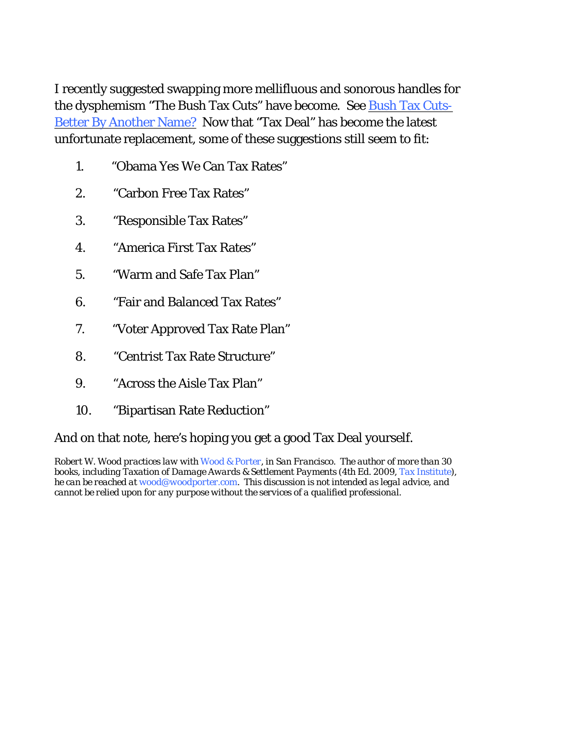I recently suggested swapping more mellifluous and sonorous handles for the dysphemism "The Bush Tax Cuts" have become. See [Bush Tax Cuts-Better By Another Name?](#) Now that "Tax Deal" has become the latest unfortunate replacement, some of these suggestions still seem to fit:

1. "Obama Yes We Can Tax Rates"
2. "Carbon Free Tax Rates"
3. "Responsible Tax Rates"
4. "America First Tax Rates"
5. "Warm and Safe Tax Plan"
6. "Fair and Balanced Tax Rates"
7. "Voter Approved Tax Rate Plan"
8. "Centrist Tax Rate Structure"
9. "Across the Aisle Tax Plan"
10. "Bipartisan Rate Reduction"

And on that note, here's hoping you get a good Tax Deal yourself.

*Robert W. Wood practices law with Wood & Porter, in San Francisco. The author of more than 30 books, including Taxation of Damage Awards & Settlement Payments (4th Ed. 2009, Tax Institute), he can be reached at wood@woodporter.com. This discussion is not intended as legal advice, and cannot be relied upon for any purpose without the services of a qualified professional.*